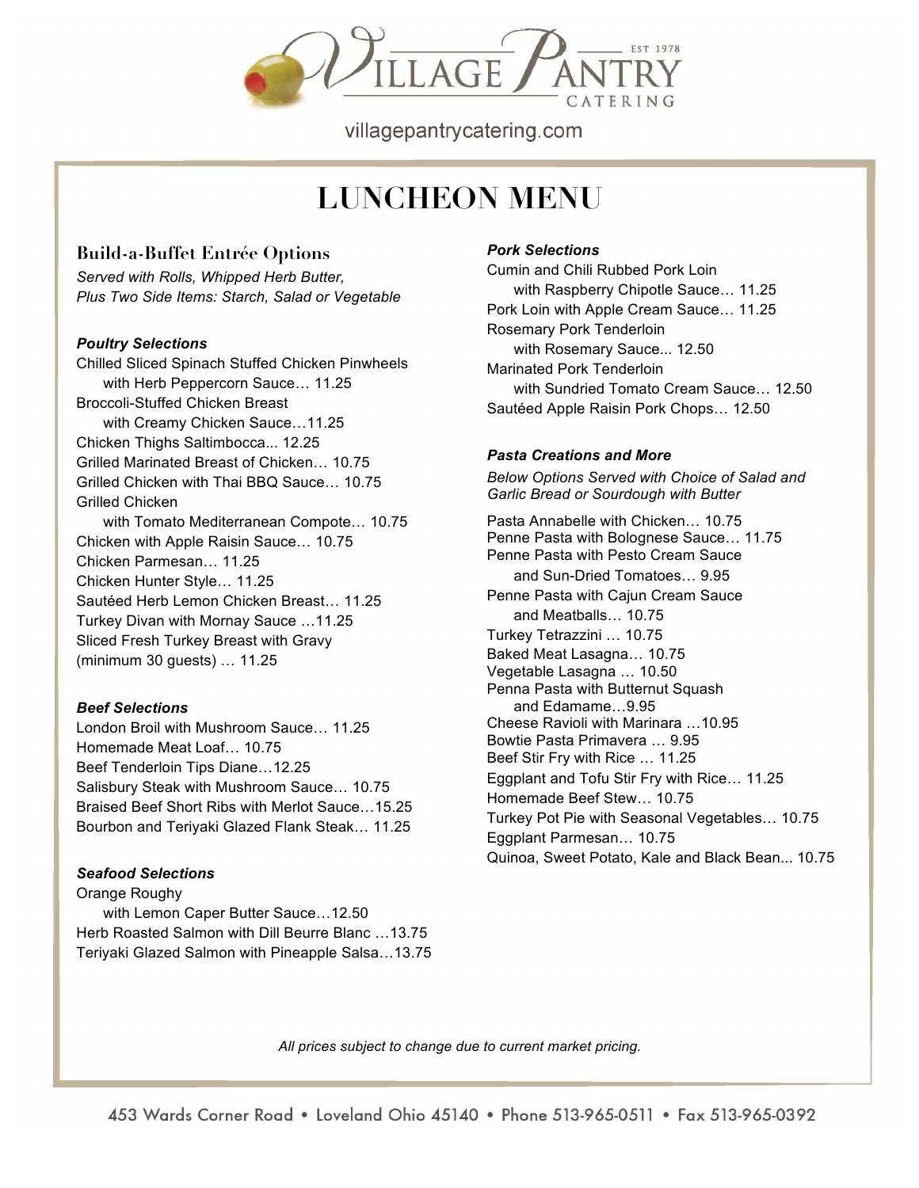# VILLAGE PANTRY CATERING

EST 1978

villagepantrycatering.com

## LUNCHEON MENU

### Build-a-Buffet Entrée Options

*Served with Rolls, Whipped Herb Butter,*
*Plus Two Side Items: Starch, Salad or Vegetable*

#### *Poultry Selections*

Chilled Sliced Spinach Stuffed Chicken Pinwheels
with Herb Peppercorn Sauce… 11.25
Broccoli-Stuffed Chicken Breast
with Creamy Chicken Sauce…11.25
Chicken Thighs Saltimbocca... 12.25
Grilled Marinated Breast of Chicken… 10.75
Grilled Chicken with Thai BBQ Sauce… 10.75
Grilled Chicken
with Tomato Mediterranean Compote… 10.75
Chicken with Apple Raisin Sauce… 10.75
Chicken Parmesan… 11.25
Chicken Hunter Style… 11.25
Sautéed Herb Lemon Chicken Breast… 11.25
Turkey Divan with Mornay Sauce …11.25
Sliced Fresh Turkey Breast with Gravy
(minimum 30 guests) … 11.25

#### *Beef Selections*

London Broil with Mushroom Sauce… 11.25
Homemade Meat Loaf… 10.75
Beef Tenderloin Tips Diane…12.25
Salisbury Steak with Mushroom Sauce… 10.75
Braised Beef Short Ribs with Merlot Sauce…15.25
Bourbon and Teriyaki Glazed Flank Steak… 11.25

#### *Seafood Selections*

Orange Roughy
with Lemon Caper Butter Sauce…12.50
Herb Roasted Salmon with Dill Beurre Blanc …13.75
Teriyaki Glazed Salmon with Pineapple Salsa…13.75

#### *Pork Selections*

Cumin and Chili Rubbed Pork Loin
with Raspberry Chipotle Sauce… 11.25
Pork Loin with Apple Cream Sauce… 11.25
Rosemary Pork Tenderloin
with Rosemary Sauce... 12.50
Marinated Pork Tenderloin
with Sundried Tomato Cream Sauce… 12.50
Sautéed Apple Raisin Pork Chops… 12.50

#### *Pasta Creations and More*

*Below Options Served with Choice of Salad and Garlic Bread or Sourdough with Butter*

Pasta Annabelle with Chicken… 10.75
Penne Pasta with Bolognese Sauce… 11.75
Penne Pasta with Pesto Cream Sauce
and Sun-Dried Tomatoes… 9.95
Penne Pasta with Cajun Cream Sauce
and Meatballs… 10.75
Turkey Tetrazzini … 10.75
Baked Meat Lasagna… 10.75
Vegetable Lasagna … 10.50
Penna Pasta with Butternut Squash
and Edamame…9.95
Cheese Ravioli with Marinara …10.95
Bowtie Pasta Primavera … 9.95
Beef Stir Fry with Rice … 11.25
Eggplant and Tofu Stir Fry with Rice… 11.25
Homemade Beef Stew… 10.75
Turkey Pot Pie with Seasonal Vegetables… 10.75
Eggplant Parmesan… 10.75
Quinoa, Sweet Potato, Kale and Black Bean... 10.75

*All prices subject to change due to current market pricing.*

453 Wards Corner Road • Loveland Ohio 45140 • Phone 513-965-0511 • Fax 513-965-0392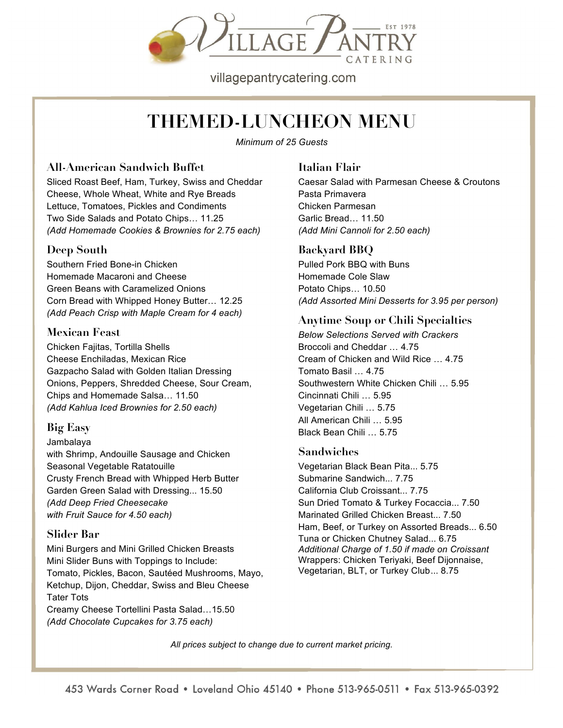# Village Pantry

EST 1978

CATERING

villagepantrycatering.com

# THEMED-LUNCHEON MENU

*Minimum of 25 Guests*

## All-American Sandwich Buffet

Sliced Roast Beef, Ham, Turkey, Swiss and Cheddar Cheese, Whole Wheat, White and Rye Breads
Lettuce, Tomatoes, Pickles and Condiments
Two Side Salads and Potato Chips… 11.25
*(Add Homemade Cookies & Brownies for 2.75 each)*

## Deep South

Southern Fried Bone-in Chicken
Homemade Macaroni and Cheese
Green Beans with Caramelized Onions
Corn Bread with Whipped Honey Butter… 12.25
*(Add Peach Crisp with Maple Cream for 4 each)*

## Mexican Feast

Chicken Fajitas, Tortilla Shells
Cheese Enchiladas, Mexican Rice
Gazpacho Salad with Golden Italian Dressing
Onions, Peppers, Shredded Cheese, Sour Cream, Chips and Homemade Salsa… 11.50
*(Add Kahlua Iced Brownies for 2.50 each)*

## Big Easy

Jambalaya
with Shrimp, Andouille Sausage and Chicken
Seasonal Vegetable Ratatouille
Crusty French Bread with Whipped Herb Butter
Garden Green Salad with Dressing... 15.50
*(Add Deep Fried Cheesecake with Fruit Sauce for 4.50 each)*

## Slider Bar

Mini Burgers and Mini Grilled Chicken Breasts
Mini Slider Buns with Toppings to Include:
Tomato, Pickles, Bacon, Sautéed Mushrooms, Mayo, Ketchup, Dijon, Cheddar, Swiss and Bleu Cheese
Tater Tots
Creamy Cheese Tortellini Pasta Salad…15.50
*(Add Chocolate Cupcakes for 3.75 each)*

## Italian Flair

Caesar Salad with Parmesan Cheese & Croutons
Pasta Primavera
Chicken Parmesan
Garlic Bread… 11.50
*(Add Mini Cannoli for 2.50 each)*

## Backyard BBQ

Pulled Pork BBQ with Buns
Homemade Cole Slaw
Potato Chips… 10.50
*(Add Assorted Mini Desserts for 3.95 per person)*

## Anytime Soup or Chili Specialties

*Below Selections Served with Crackers*

Broccoli and Cheddar … 4.75
Cream of Chicken and Wild Rice … 4.75
Tomato Basil … 4.75
Southwestern White Chicken Chili … 5.95
Cincinnati Chili … 5.95
Vegetarian Chili … 5.75
All American Chili … 5.95
Black Bean Chili … 5.75

## Sandwiches

Vegetarian Black Bean Pita... 5.75
Submarine Sandwich... 7.75
California Club Croissant... 7.75
Sun Dried Tomato & Turkey Focaccia... 7.50
Marinated Grilled Chicken Breast... 7.50
Ham, Beef, or Turkey on Assorted Breads... 6.50
Tuna or Chicken Chutney Salad... 6.75
*Additional Charge of 1.50 if made on Croissant*
Wrappers: Chicken Teriyaki, Beef Dijonnaise, Vegetarian, BLT, or Turkey Club... 8.75

*All prices subject to change due to current market pricing.*

453 Wards Corner Road • Loveland Ohio 45140 • Phone 513-965-0511 • Fax 513-965-0392